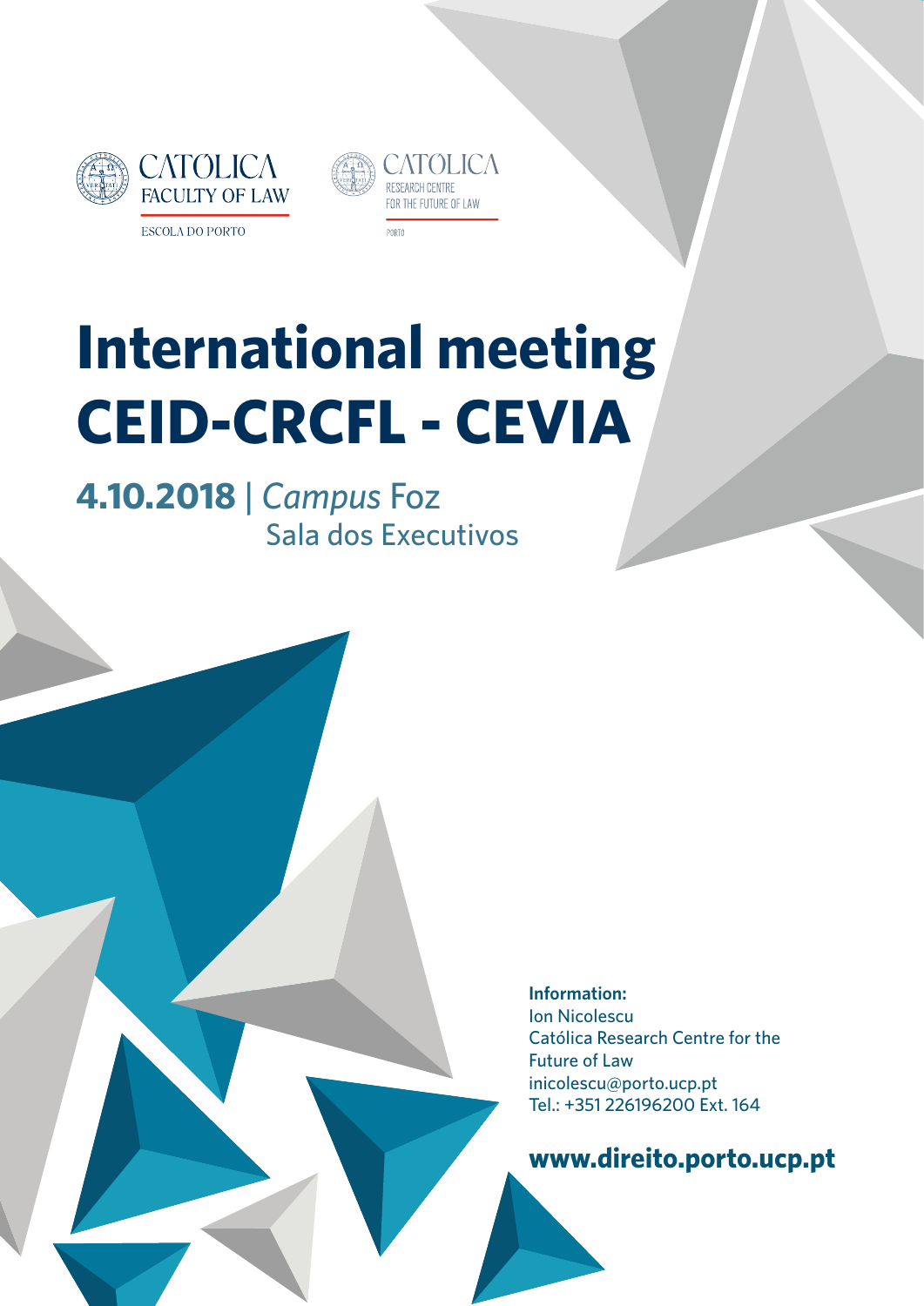CATÓLICA
FACULTY OF LAW
ESCOLA DO PORTO

CATÓLICA
RESEARCH CENTRE
FOR THE FUTURE OF LAW
PORTO

# International meeting CEID-CRCFL - CEVIA

**4.10.2018** | *Campus* Foz
Sala dos Executivos

**Information:**
Ion Nicolescu
Católica Research Centre for the Future of Law
inicolescu@porto.ucp.pt
Tel.: +351 226196200 Ext. 164

**www.direito.porto.ucp.pt**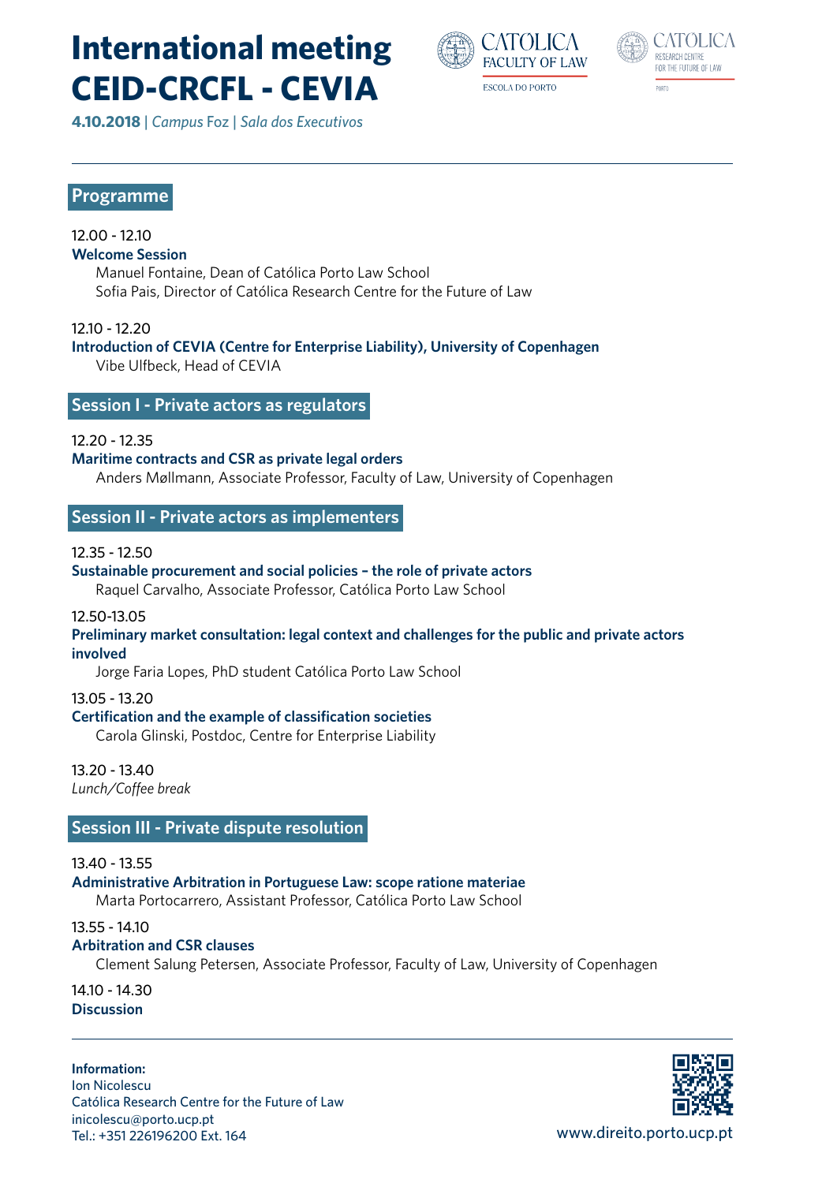# International meeting CEID-CRCFL - CEVIA

**4.10.2018** | *Campus* Foz | *Sala dos Executivos*

## Programme

12.00 - 12.10
**Welcome Session**
Manuel Fontaine, Dean of Católica Porto Law School
Sofia Pais, Director of Católica Research Centre for the Future of Law

12.10 - 12.20
**Introduction of CEVIA (Centre for Enterprise Liability), University of Copenhagen**
Vibe Ulfbeck, Head of CEVIA

## Session I - Private actors as regulators

12.20 - 12.35
**Maritime contracts and CSR as private legal orders**
Anders Møllmann, Associate Professor, Faculty of Law, University of Copenhagen

## Session II - Private actors as implementers

12.35 - 12.50
**Sustainable procurement and social policies – the role of private actors**
Raquel Carvalho, Associate Professor, Católica Porto Law School

12.50-13.05
**Preliminary market consultation: legal context and challenges for the public and private actors involved**
Jorge Faria Lopes, PhD student Católica Porto Law School

13.05 - 13.20
**Certification and the example of classification societies**
Carola Glinski, Postdoc, Centre for Enterprise Liability

13.20 - 13.40
*Lunch/Coffee break*

## Session III - Private dispute resolution

13.40 - 13.55
**Administrative Arbitration in Portuguese Law: scope ratione materiae**
Marta Portocarrero, Assistant Professor, Católica Porto Law School

13.55 - 14.10
**Arbitration and CSR clauses**
Clement Salung Petersen, Associate Professor, Faculty of Law, University of Copenhagen

14.10 - 14.30
**Discussion**

**Information:**
Ion Nicolescu
Católica Research Centre for the Future of Law
inicolescu@porto.ucp.pt
Tel.: +351 226196200 Ext. 164

www.direito.porto.ucp.pt